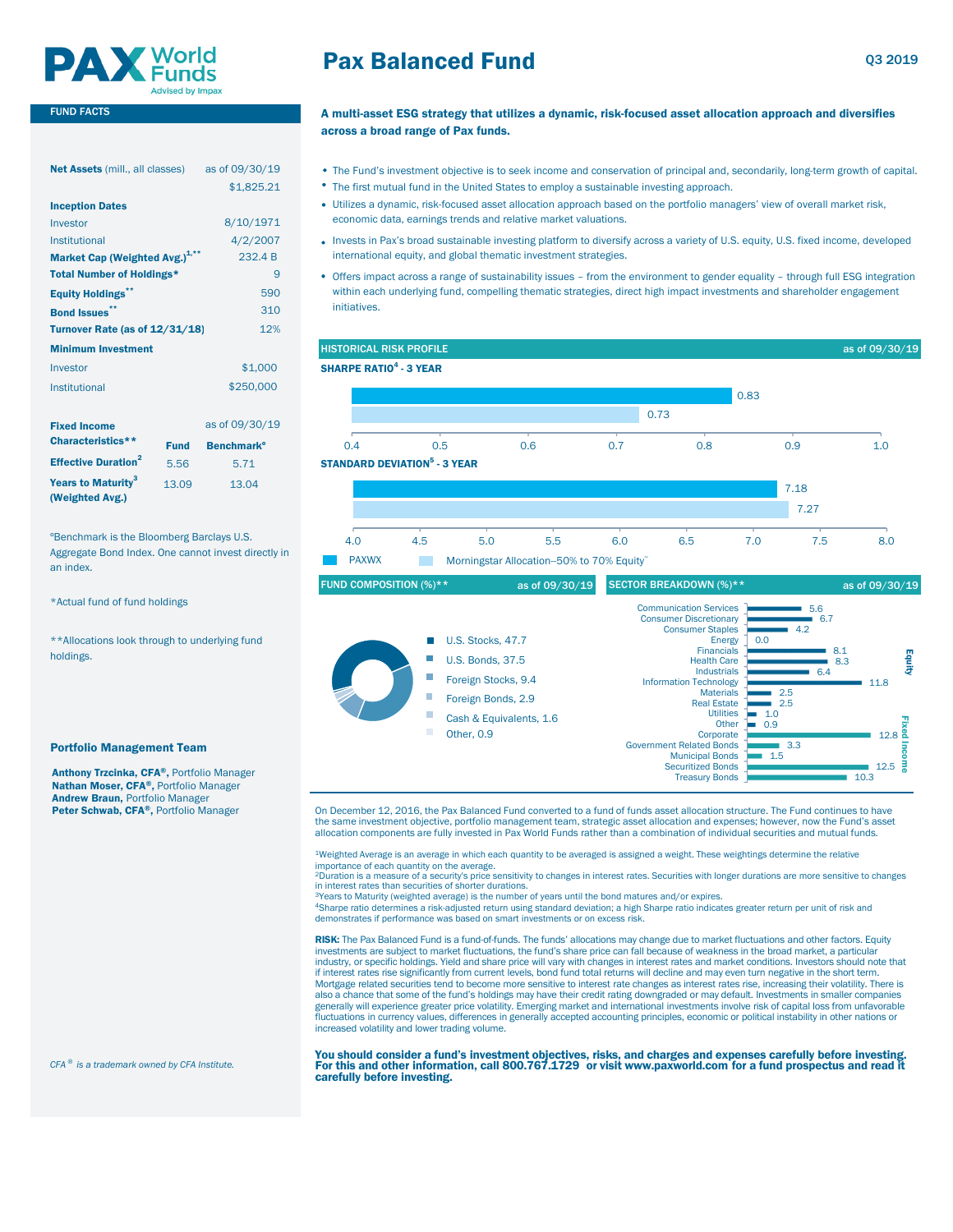# Pax Balanced Fund

Q3 2019

## FUND FACTS

| | |
|---|---|
| **Net Assets** (mill., all classes) | as of 09/30/19 |
| | $1,825.21 |
| **Inception Dates** | |
| Investor | 8/10/1971 |
| Institutional | 4/2/2007 |
| **Market Cap (Weighted Avg.)**[1,**] | 232.4 B |
| **Total Number of Holdings*** | 9 |
| **Equity Holdings**[**] | 590 |
| **Bond Issues**[**] | 310 |
| **Turnover Rate (as of 12/31/18)** | 12% |
| **Minimum Investment** | |
| Investor | $1,000 |
| Institutional | $250,000 |

| Fixed Income Characteristics** (as of 09/30/19) | Fund | Benchmark° |
|---|---|---|
| **Effective Duration**[2] | 5.56 | 5.71 |
| **Years to Maturity**[3] **(Weighted Avg.)** | 13.09 | 13.04 |

°Benchmark is the Bloomberg Barclays U.S. Aggregate Bond Index. One cannot invest directly in an index.

*Actual fund of fund holdings

**Allocations look through to underlying fund holdings.

### Portfolio Management Team

**Anthony Trzcinka, CFA®,** Portfolio Manager
**Nathan Moser, CFA®,** Portfolio Manager
**Andrew Braun,** Portfolio Manager
**Peter Schwab, CFA®,** Portfolio Manager

*CFA® is a trademark owned by CFA Institute.*

**A multi-asset ESG strategy that utilizes a dynamic, risk-focused asset allocation approach and diversifies across a broad range of Pax funds.**

- The Fund's investment objective is to seek income and conservation of principal and, secondarily, long-term growth of capital.
- The first mutual fund in the United States to employ a sustainable investing approach.
- Utilizes a dynamic, risk-focused asset allocation approach based on the portfolio managers' view of overall market risk, economic data, earnings trends and relative market valuations.
- Invests in Pax's broad sustainable investing platform to diversify across a variety of U.S. equity, U.S. fixed income, developed international equity, and global thematic investment strategies.
- Offers impact across a range of sustainability issues – from the environment to gender equality – through full ESG integration within each underlying fund, compelling thematic strategies, direct high impact investments and shareholder engagement initiatives.

## HISTORICAL RISK PROFILE (as of 09/30/19)

| | PAXWX | Morningstar Allocation--50% to 70% Equity~ |
|---|---|---|
| SHARPE RATIO[4] - 3 YEAR | 0.83 | 0.73 |
| STANDARD DEVIATION[5] - 3 YEAR | 7.18 | 7.27 |

## FUND COMPOSITION (%)** (as of 09/30/19)

| | % |
|---|---|
| U.S. Stocks | 47.7 |
| U.S. Bonds | 37.5 |
| Foreign Stocks | 9.4 |
| Foreign Bonds | 2.9 |
| Cash & Equivalents | 1.6 |
| Other | 0.9 |

## SECTOR BREAKDOWN (%)** (as of 09/30/19)

| | Sector | % |
|---|---|---|
| Equity | Communication Services | 5.6 |
| | Consumer Discretionary | 6.7 |
| | Consumer Staples | 4.2 |
| | Energy | 0.0 |
| | Financials | 8.1 |
| | Health Care | 8.3 |
| | Industrials | 6.4 |
| | Information Technology | 11.8 |
| | Materials | 2.5 |
| | Real Estate | 2.5 |
| | Utilities | 1.0 |
| | Other | 0.9 |
| Fixed Income | Corporate | 12.8 |
| | Government Related Bonds | 3.3 |
| | Municipal Bonds | 1.5 |
| | Securitized Bonds | 12.5 |
| | Treasury Bonds | 10.3 |

On December 12, 2016, the Pax Balanced Fund converted to a fund of funds asset allocation structure. The Fund continues to have the same investment objective, portfolio management team, strategic asset allocation and expenses; however, now the Fund's asset allocation components are fully invested in Pax World Funds rather than a combination of individual securities and mutual funds.

[1]Weighted Average is an average in which each quantity to be averaged is assigned a weight. These weightings determine the relative importance of each quantity on the average.
[2]Duration is a measure of a security's price sensitivity to changes in interest rates. Securities with longer durations are more sensitive to changes in interest rates than securities of shorter durations.
[3]Years to Maturity (weighted average) is the number of years until the bond matures and/or expires.
[4]Sharpe ratio determines a risk-adjusted return using standard deviation; a high Sharpe ratio indicates greater return per unit of risk and demonstrates if performance was based on smart investments or on excess risk.

**RISK:** The Pax Balanced Fund is a fund-of-funds. The funds' allocations may change due to market fluctuations and other factors. Equity investments are subject to market fluctuations, the fund's share price can fall because of weakness in the broad market, a particular industry, or specific holdings. Yield and share price will vary with changes in interest rates and market conditions. Investors should note that if interest rates rise significantly from current levels, bond fund total returns will decline and may even turn negative in the short term. Mortgage related securities tend to become more sensitive to interest rate changes as interest rates rise, increasing their volatility. There is also a chance that some of the fund's holdings may have their credit rating downgraded or may default. Investments in smaller companies generally will experience greater price volatility. Emerging market and international investments involve risk of capital loss from unfavorable fluctuations in currency values, differences in generally accepted accounting principles, economic or political instability in other nations or increased volatility and lower trading volume.

**You should consider a fund's investment objectives, risks, and charges and expenses carefully before investing. For this and other information, call 800.767.1729 or visit www.paxworld.com for a fund prospectus and read it carefully before investing.**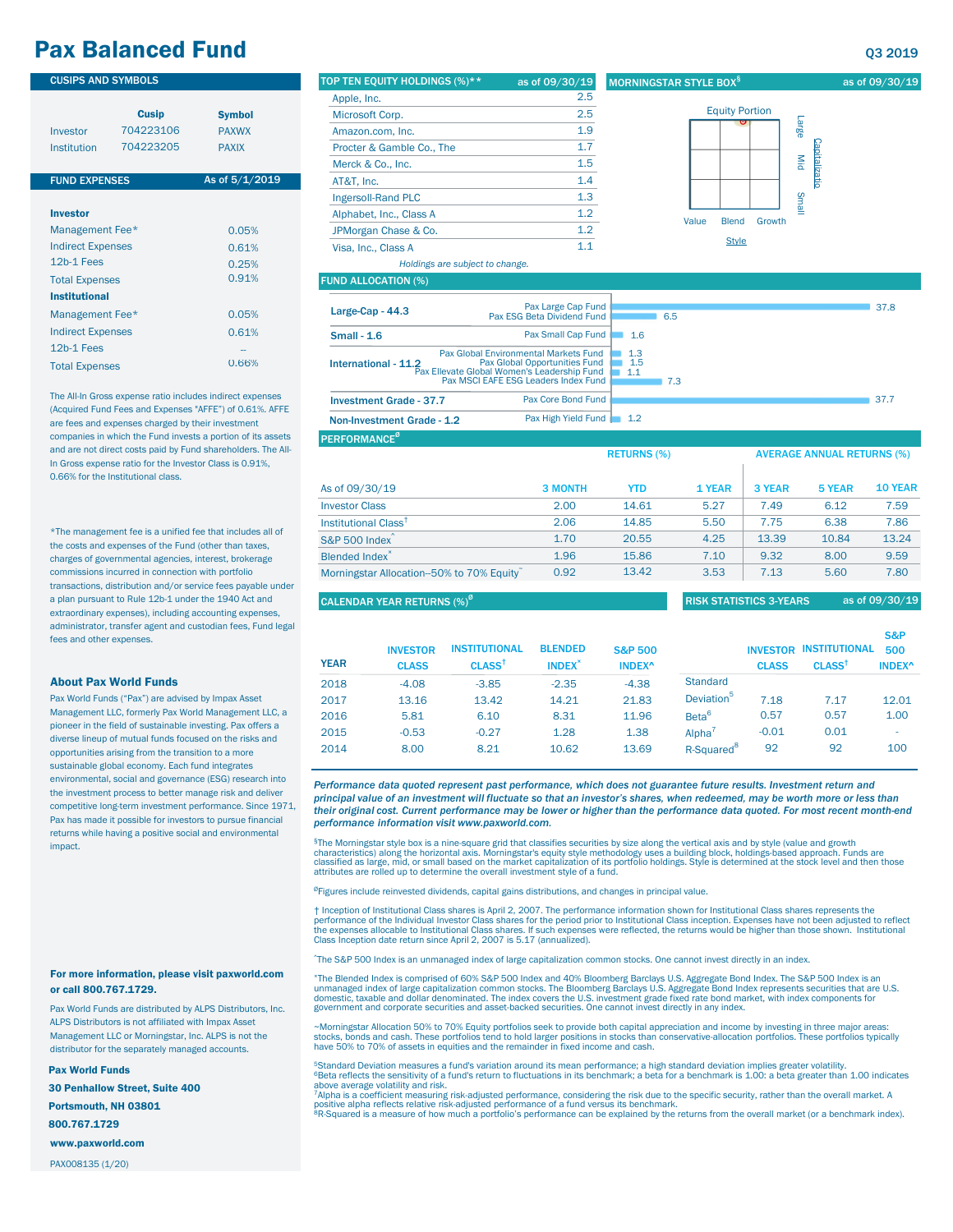# Pax Balanced Fund

Q3 2019

## CUSIPS AND SYMBOLS

| | Cusip | Symbol |
|---|---|---|
| Investor | 704223106 | PAXWX |
| Institution | 704223205 | PAXIX |

## FUND EXPENSES

As of 5/1/2019

| | |
|---|---|
| **Investor** | |
| Management Fee* | 0.05% |
| Indirect Expenses | 0.61% |
| 12b-1 Fees | 0.25% |
| Total Expenses | 0.91% |
| **Institutional** | |
| Management Fee* | 0.05% |
| Indirect Expenses | 0.61% |
| 12b-1 Fees | -- |
| Total Expenses | 0.66% |

The All-In Gross expense ratio includes indirect expenses (Acquired Fund Fees and Expenses "AFFE") of 0.61%. AFFE are fees and expenses charged by their investment companies in which the Fund invests a portion of its assets and are not direct costs paid by Fund shareholders. The All-In Gross expense ratio for the Investor Class is 0.91%, 0.66% for the Institutional class.

*The management fee is a unified fee that includes all of the costs and expenses of the Fund (other than taxes, charges of governmental agencies, interest, brokerage commissions incurred in connection with portfolio transactions, distribution and/or service fees payable under a plan pursuant to Rule 12b-1 under the 1940 Act and extraordinary expenses), including accounting expenses, administrator, transfer agent and custodian fees, Fund legal fees and other expenses.

### About Pax World Funds

Pax World Funds ("Pax") are advised by Impax Asset Management LLC, formerly Pax World Management LLC, a pioneer in the field of sustainable investing. Pax offers a diverse lineup of mutual funds focused on the risks and opportunities arising from the transition to a more sustainable global economy. Each fund integrates environmental, social and governance (ESG) research into the investment process to better manage risk and deliver competitive long-term investment performance. Since 1971, Pax has made it possible for investors to pursue financial returns while having a positive social and environmental impact.

**For more information, please visit paxworld.com or call 800.767.1729.**

Pax World Funds are distributed by ALPS Distributors, Inc. ALPS Distributors is not affiliated with Impax Asset Management LLC or Morningstar, Inc. ALPS is not the distributor for the separately managed accounts.

**Pax World Funds**
**30 Penhallow Street, Suite 400**
**Portsmouth, NH 03801**
**800.767.1729**
**www.paxworld.com**

PAX008135 (1/20)

## TOP TEN EQUITY HOLDINGS (%)**

as of 09/30/19

| | |
|---|---|
| Apple, Inc. | 2.5 |
| Microsoft Corp. | 2.5 |
| Amazon.com, Inc. | 1.9 |
| Procter & Gamble Co., The | 1.7 |
| Merck & Co., Inc. | 1.5 |
| AT&T, Inc. | 1.4 |
| Ingersoll-Rand PLC | 1.3 |
| Alphabet, Inc., Class A | 1.2 |
| JPMorgan Chase & Co. | 1.2 |
| Visa, Inc., Class A | 1.1 |

*Holdings are subject to change.*

## MORNINGSTAR STYLE BOX§

as of 09/30/19

Equity Portion

Large
Mid
Small
Capitalization

Value Blend Growth
Style

## FUND ALLOCATION (%)

Large-Cap - 44.3
Pax Large Cap Fund 37.8
Pax ESG Beta Dividend Fund 6.5

Small - 1.6
Pax Small Cap Fund 1.6

International - 11.2
Pax Global Environmental Markets Fund 1.3
Pax Global Opportunities Fund 1.5
Pax Ellevate Global Women's Leadership Fund 1.1
Pax MSCI EAFE ESG Leaders Index Fund 7.3

Investment Grade - 37.7
Pax Core Bond Fund 37.7

Non-Investment Grade - 1.2
Pax High Yield Fund 1.2

## PERFORMANCEø

| | RETURNS (%) | | | AVERAGE ANNUAL RETURNS (%) | | |
|---|---|---|---|---|---|---|
| As of 09/30/19 | 3 MONTH | YTD | 1 YEAR | 3 YEAR | 5 YEAR | 10 YEAR |
| Investor Class | 2.00 | 14.61 | 5.27 | 7.49 | 6.12 | 7.59 |
| Institutional Class† | 2.06 | 14.85 | 5.50 | 7.75 | 6.38 | 7.86 |
| S&P 500 Index^ | 1.70 | 20.55 | 4.25 | 13.39 | 10.84 | 13.24 |
| Blended Index* | 1.96 | 15.86 | 7.10 | 9.32 | 8.00 | 9.59 |
| Morningstar Allocation--50% to 70% Equity~ | 0.92 | 13.42 | 3.53 | 7.13 | 5.60 | 7.80 |

## CALENDAR YEAR RETURNS (%)ø

| YEAR | INVESTOR CLASS | INSTITUTIONAL CLASS† | BLENDED INDEX* | S&P 500 INDEX^ |
|---|---|---|---|---|
| 2018 | -4.08 | -3.85 | -2.35 | -4.38 |
| 2017 | 13.16 | 13.42 | 14.21 | 21.83 |
| 2016 | 5.81 | 6.10 | 8.31 | 11.96 |
| 2015 | -0.53 | -0.27 | 1.28 | 1.38 |
| 2014 | 8.00 | 8.21 | 10.62 | 13.69 |

## RISK STATISTICS 3-YEARS

as of 09/30/19

| | INVESTOR CLASS | INSTITUTIONAL CLASS† | S&P 500 INDEX^ |
|---|---|---|---|
| Standard Deviation[5] | 7.18 | 7.17 | 12.01 |
| Beta[6] | 0.57 | 0.57 | 1.00 |
| Alpha[7] | -0.01 | 0.01 | - |
| R-Squared[8] | 92 | 92 | 100 |

***Performance data quoted represent past performance, which does not guarantee future results. Investment return and principal value of an investment will fluctuate so that an investor's shares, when redeemed, may be worth more or less than their original cost. Current performance may be lower or higher than the performance data quoted. For most recent month-end performance information visit www.paxworld.com.***

§The Morningstar style box is a nine-square grid that classifies securities by size along the vertical axis and by style (value and growth characteristics) along the horizontal axis. Morningstar's equity style methodology uses a building block, holdings-based approach. Funds are classified as large, mid, or small based on the market capitalization of its portfolio holdings. Style is determined at the stock level and then those attributes are rolled up to determine the overall investment style of a fund.

øFigures include reinvested dividends, capital gains distributions, and changes in principal value.

† Inception of Institutional Class shares is April 2, 2007. The performance information shown for Institutional Class shares represents the performance of the Individual Investor Class shares for the period prior to Institutional Class inception. Expenses have not been adjusted to reflect the expenses allocable to Institutional Class shares. If such expenses were reflected, the returns would be higher than those shown. Institutional Class Inception date return since April 2, 2007 is 5.17 (annualized).

^The S&P 500 Index is an unmanaged index of large capitalization common stocks. One cannot invest directly in an index.

*The Blended Index is comprised of 60% S&P 500 Index and 40% Bloomberg Barclays U.S. Aggregate Bond Index. The S&P 500 Index is an unmanaged index of large capitalization common stocks. The Bloomberg Barclays U.S. Aggregate Bond Index represents securities that are U.S. domestic, taxable and dollar denominated. The index covers the U.S. investment grade fixed rate bond market, with index components for government and corporate securities and asset-backed securities. One cannot invest directly in any index.

~Morningstar Allocation 50% to 70% Equity portfolios seek to provide both capital appreciation and income by investing in three major areas: stocks, bonds and cash. These portfolios tend to hold larger positions in stocks than conservative-allocation portfolios. These portfolios typically have 50% to 70% of assets in equities and the remainder in fixed income and cash.

[5]Standard Deviation measures a fund's variation around its mean performance; a high standard deviation implies greater volatility.
[6]Beta reflects the sensitivity of a fund's return to fluctuations in its benchmark; a beta for a benchmark is 1.00: a beta greater than 1.00 indicates above average volatility and risk.
[7]Alpha is a coefficient measuring risk-adjusted performance, considering the risk due to the specific security, rather than the overall market. A positive alpha reflects relative risk-adjusted performance of a fund versus its benchmark.
[8]R-Squared is a measure of how much a portfolio's performance can be explained by the returns from the overall market (or a benchmark index).